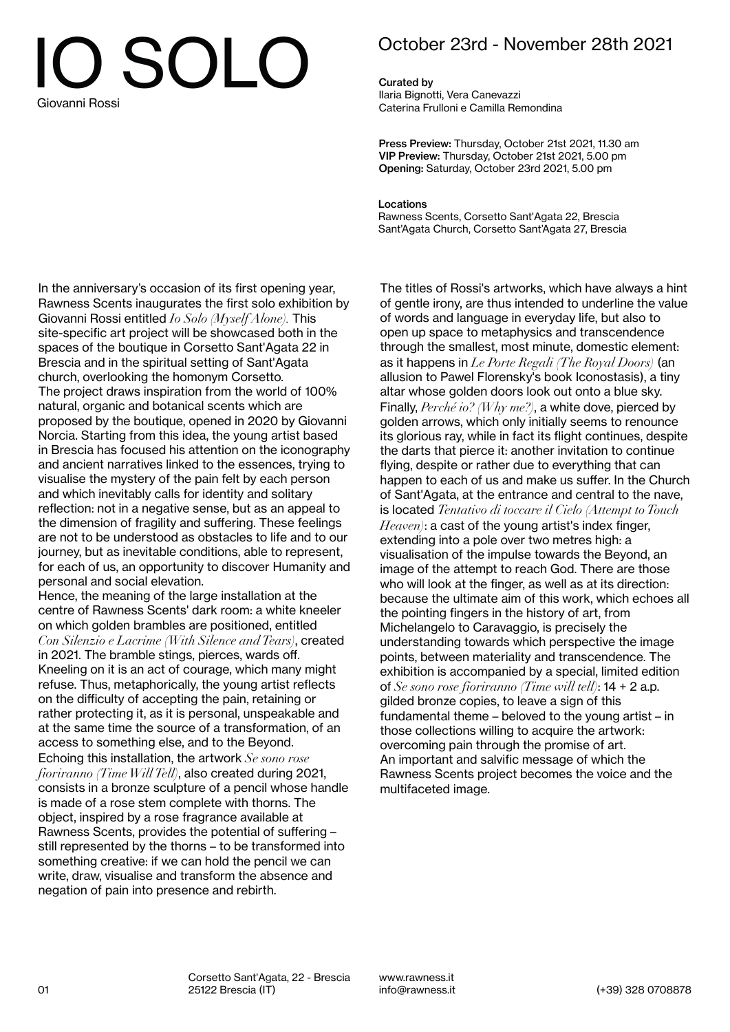# IO SOLO

Giovanni Rossi

## October 23rd - November 28th 2021

**Curated by**
Ilaria Bignotti, Vera Canevazzi
Caterina Frulloni e Camilla Remondina

**Press Preview:** Thursday, October 21st 2021, 11.30 am
**VIP Preview:** Thursday, October 21st 2021, 5.00 pm
**Opening:** Saturday, October 23rd 2021, 5.00 pm

**Locations**
Rawness Scents, Corsetto Sant'Agata 22, Brescia
Sant'Agata Church, Corsetto Sant'Agata 27, Brescia

In the anniversary's occasion of its first opening year, Rawness Scents inaugurates the first solo exhibition by Giovanni Rossi entitled *Io Solo (Myself Alone)*. This site-specific art project will be showcased both in the spaces of the boutique in Corsetto Sant'Agata 22 in Brescia and in the spiritual setting of Sant'Agata church, overlooking the homonym Corsetto.
The project draws inspiration from the world of 100% natural, organic and botanical scents which are proposed by the boutique, opened in 2020 by Giovanni Norcia. Starting from this idea, the young artist based in Brescia has focused his attention on the iconography and ancient narratives linked to the essences, trying to visualise the mystery of the pain felt by each person and which inevitably calls for identity and solitary reflection: not in a negative sense, but as an appeal to the dimension of fragility and suffering. These feelings are not to be understood as obstacles to life and to our journey, but as inevitable conditions, able to represent, for each of us, an opportunity to discover Humanity and personal and social elevation.
Hence, the meaning of the large installation at the centre of Rawness Scents' dark room: a white kneeler on which golden brambles are positioned, entitled *Con Silenzio e Lacrime (With Silence and Tears)*, created in 2021. The bramble stings, pierces, wards off. Kneeling on it is an act of courage, which many might refuse. Thus, metaphorically, the young artist reflects on the difficulty of accepting the pain, retaining or rather protecting it, as it is personal, unspeakable and at the same time the source of a transformation, of an access to something else, and to the Beyond.
Echoing this installation, the artwork *Se sono rose fioriranno (Time Will Tell)*, also created during 2021, consists in a bronze sculpture of a pencil whose handle is made of a rose stem complete with thorns. The object, inspired by a rose fragrance available at Rawness Scents, provides the potential of suffering – still represented by the thorns – to be transformed into something creative: if we can hold the pencil we can write, draw, visualise and transform the absence and negation of pain into presence and rebirth.

The titles of Rossi's artworks, which have always a hint of gentle irony, are thus intended to underline the value of words and language in everyday life, but also to open up space to metaphysics and transcendence through the smallest, most minute, domestic element: as it happens in *Le Porte Regali (The Royal Doors)* (an allusion to Pawel Florensky's book Iconostasis), a tiny altar whose golden doors look out onto a blue sky. Finally, *Perché io? (Why me?)*, a white dove, pierced by golden arrows, which only initially seems to renounce its glorious ray, while in fact its flight continues, despite the darts that pierce it: another invitation to continue flying, despite or rather due to everything that can happen to each of us and make us suffer. In the Church of Sant'Agata, at the entrance and central to the nave, is located *Tentativo di toccare il Cielo (Attempt to Touch Heaven)*: a cast of the young artist's index finger, extending into a pole over two metres high: a visualisation of the impulse towards the Beyond, an image of the attempt to reach God. There are those who will look at the finger, as well as at its direction: because the ultimate aim of this work, which echoes all the pointing fingers in the history of art, from Michelangelo to Caravaggio, is precisely the understanding towards which perspective the image points, between materiality and transcendence. The exhibition is accompanied by a special, limited edition of *Se sono rose fioriranno (Time will tell)*: 14 + 2 a.p. gilded bronze copies, to leave a sign of this fundamental theme – beloved to the young artist – in those collections willing to acquire the artwork: overcoming pain through the promise of art.
An important and salvific message of which the Rawness Scents project becomes the voice and the multifaceted image.

Corsetto Sant'Agata, 22 - Brescia
25122 Brescia (IT)

www.rawness.it
info@rawness.it

(+39) 328 0708878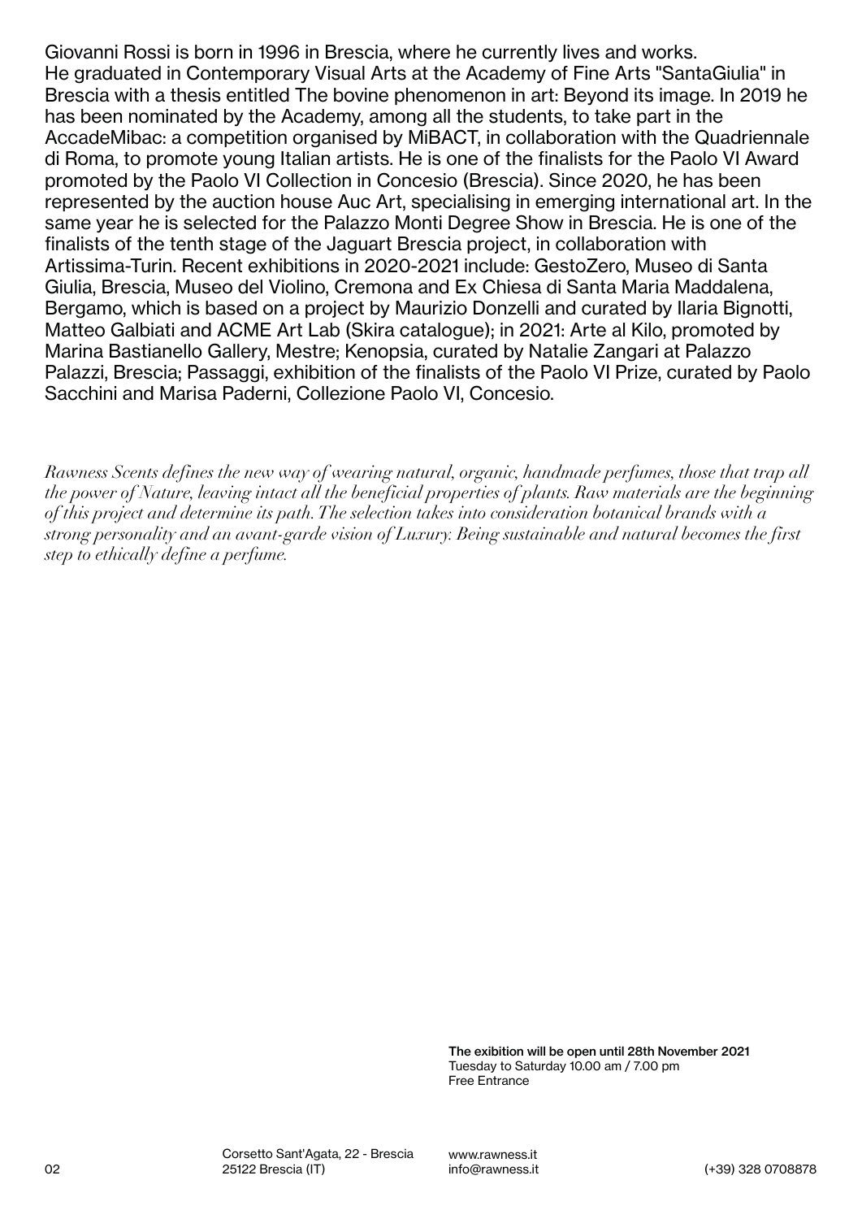Giovanni Rossi is born in 1996 in Brescia, where he currently lives and works. He graduated in Contemporary Visual Arts at the Academy of Fine Arts "SantaGiulia" in Brescia with a thesis entitled The bovine phenomenon in art: Beyond its image. In 2019 he has been nominated by the Academy, among all the students, to take part in the AccadeMibac: a competition organised by MiBACT, in collaboration with the Quadriennale di Roma, to promote young Italian artists. He is one of the finalists for the Paolo VI Award promoted by the Paolo VI Collection in Concesio (Brescia). Since 2020, he has been represented by the auction house Auc Art, specialising in emerging international art. In the same year he is selected for the Palazzo Monti Degree Show in Brescia. He is one of the finalists of the tenth stage of the Jaguart Brescia project, in collaboration with Artissima-Turin. Recent exhibitions in 2020-2021 include: GestoZero, Museo di Santa Giulia, Brescia, Museo del Violino, Cremona and Ex Chiesa di Santa Maria Maddalena, Bergamo, which is based on a project by Maurizio Donzelli and curated by Ilaria Bignotti, Matteo Galbiati and ACME Art Lab (Skira catalogue); in 2021: Arte al Kilo, promoted by Marina Bastianello Gallery, Mestre; Kenopsia, curated by Natalie Zangari at Palazzo Palazzi, Brescia; Passaggi, exhibition of the finalists of the Paolo VI Prize, curated by Paolo Sacchini and Marisa Paderni, Collezione Paolo VI, Concesio.

*Rawness Scents defines the new way of wearing natural, organic, handmade perfumes, those that trap all the power of Nature, leaving intact all the beneficial properties of plants. Raw materials are the beginning of this project and determine its path. The selection takes into consideration botanical brands with a strong personality and an avant-garde vision of Luxury. Being sustainable and natural becomes the first step to ethically define a perfume.*

**The exibition will be open until 28th November 2021**
Tuesday to Saturday 10.00 am / 7.00 pm
Free Entrance

Corsetto Sant'Agata, 22 - Brescia
25122 Brescia (IT)

www.rawness.it
info@rawness.it

(+39) 328 0708878